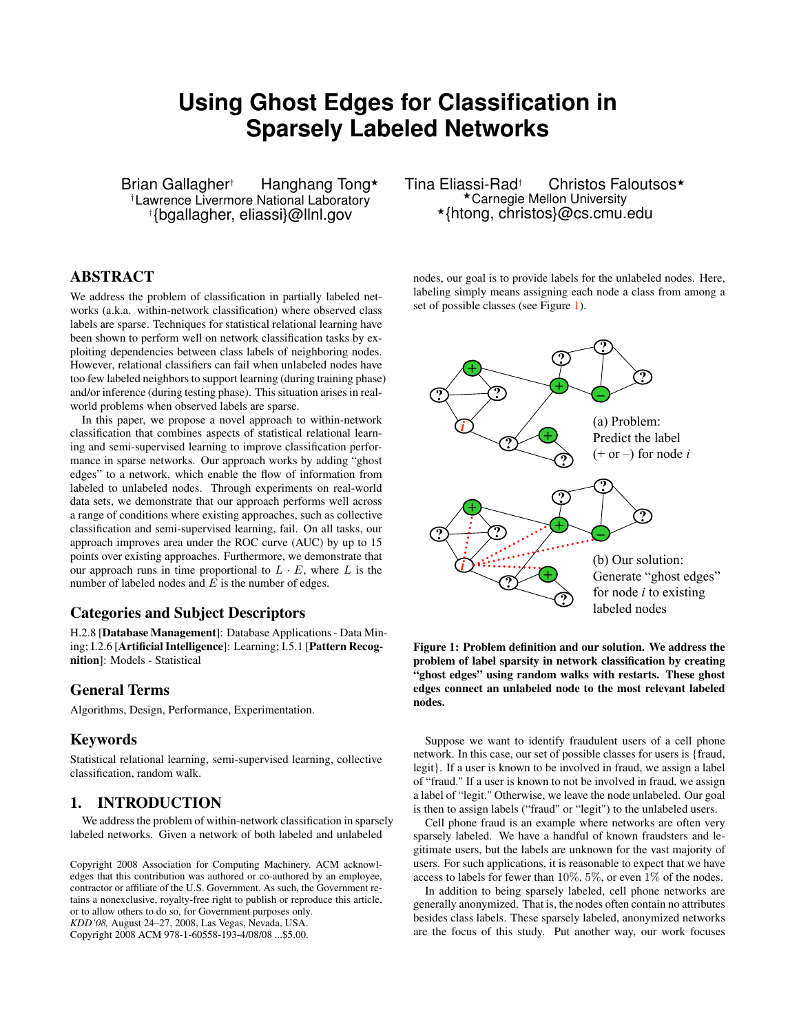# Using Ghost Edges for Classification in Sparsely Labeled Networks

Brian Gallagher[†] Hanghang Tong[⋆] Tina Eliassi-Rad[†] Christos Faloutsos[⋆]

[†]Lawrence Livermore National Laboratory
[†]{bgallagher, eliassi}@llnl.gov

[⋆]Carnegie Mellon University
[⋆]{htong, christos}@cs.cmu.edu

## ABSTRACT

We address the problem of classification in partially labeled networks (a.k.a. within-network classification) where observed class labels are sparse. Techniques for statistical relational learning have been shown to perform well on network classification tasks by exploiting dependencies between class labels of neighboring nodes. However, relational classifiers can fail when unlabeled nodes have too few labeled neighbors to support learning (during training phase) and/or inference (during testing phase). This situation arises in real-world problems when observed labels are sparse.

In this paper, we propose a novel approach to within-network classification that combines aspects of statistical relational learning and semi-supervised learning to improve classification performance in sparse networks. Our approach works by adding "ghost edges" to a network, which enable the flow of information from labeled to unlabeled nodes. Through experiments on real-world data sets, we demonstrate that our approach performs well across a range of conditions where existing approaches, such as collective classification and semi-supervised learning, fail. On all tasks, our approach improves area under the ROC curve (AUC) by up to 15 points over existing approaches. Furthermore, we demonstrate that our approach runs in time proportional to $L \cdot E$, where $L$ is the number of labeled nodes and $E$ is the number of edges.

## Categories and Subject Descriptors

H.2.8 [**Database Management**]: Database Applications - Data Mining; I.2.6 [**Artificial Intelligence**]: Learning; I.5.1 [**Pattern Recognition**]: Models - Statistical

## General Terms

Algorithms, Design, Performance, Experimentation.

## Keywords

Statistical relational learning, semi-supervised learning, collective classification, random walk.

## 1. INTRODUCTION

We address the problem of within-network classification in sparsely labeled networks. Given a network of both labeled and unlabeled nodes, our goal is to provide labels for the unlabeled nodes. Here, labeling simply means assigning each node a class from among a set of possible classes (see Figure 1).

(a) Problem: Predict the label (+ or –) for node *i*

(b) Our solution: Generate "ghost edges" for node *i* to existing labeled nodes

**Figure 1: Problem definition and our solution. We address the problem of label sparsity in network classification by creating "ghost edges" using random walks with restarts. These ghost edges connect an unlabeled node to the most relevant labeled nodes.**

Suppose we want to identify fraudulent users of a cell phone network. In this case, our set of possible classes for users is {fraud, legit}. If a user is known to be involved in fraud, we assign a label of "fraud." If a user is known to not be involved in fraud, we assign a label of "legit." Otherwise, we leave the node unlabeled. Our goal is then to assign labels ("fraud" or "legit") to the unlabeled users.

Cell phone fraud is an example where networks are often very sparsely labeled. We have a handful of known fraudsters and legitimate users, but the labels are unknown for the vast majority of users. For such applications, it is reasonable to expect that we have access to labels for fewer than 10%, 5%, or even 1% of the nodes.

In addition to being sparsely labeled, cell phone networks are generally anonymized. That is, the nodes often contain no attributes besides class labels. These sparsely labeled, anonymized networks are the focus of this study. Put another way, our work focuses

Copyright 2008 Association for Computing Machinery. ACM acknowledges that this contribution was authored or co-authored by an employee, contractor or affiliate of the U.S. Government. As such, the Government retains a nonexclusive, royalty-free right to publish or reproduce this article, or to allow others to do so, for Government purposes only.
*KDD'08,* August 24–27, 2008, Las Vegas, Nevada, USA.
Copyright 2008 ACM 978-1-60558-193-4/08/08 ...$5.00.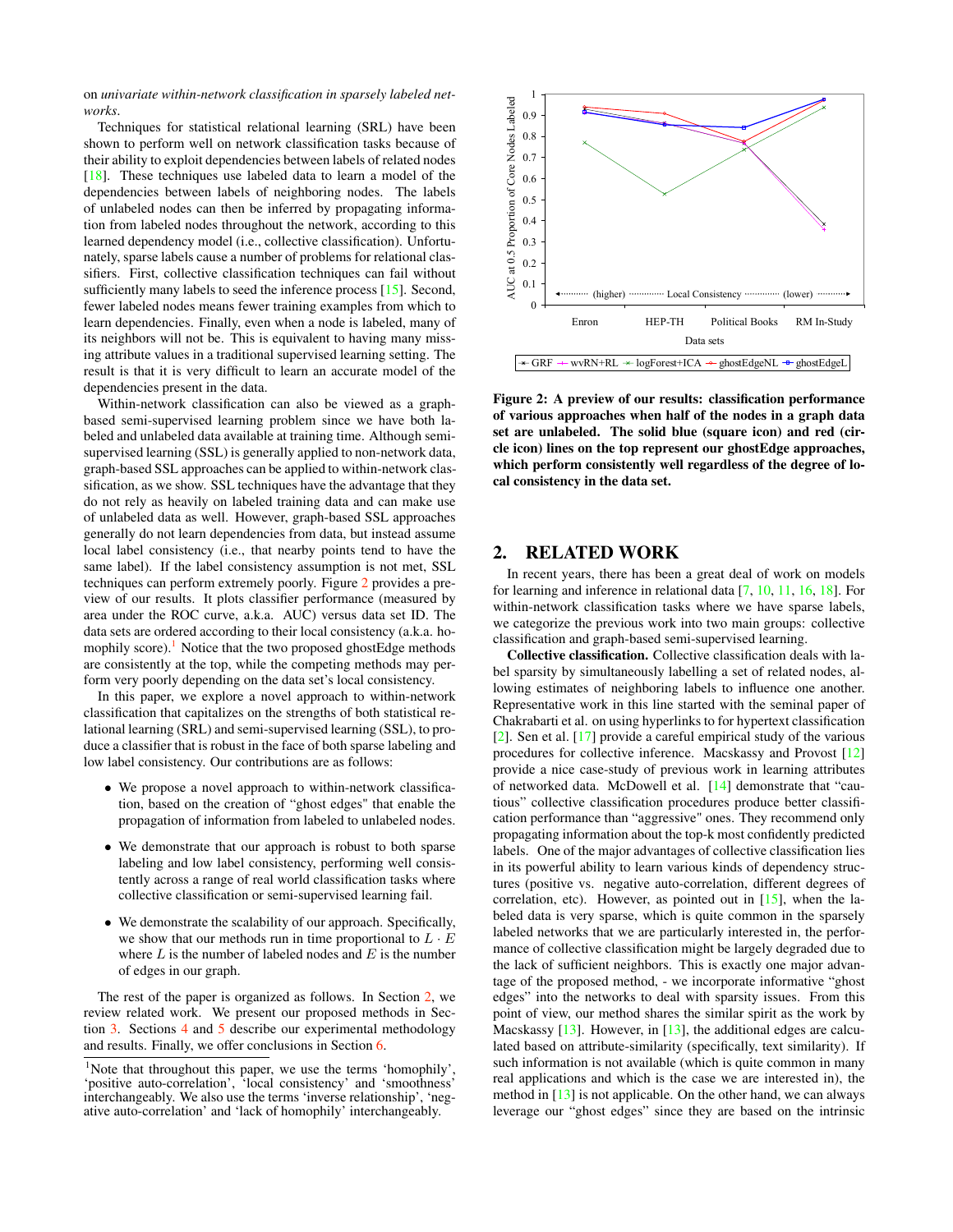on *univariate within-network classification in sparsely labeled networks.*

Techniques for statistical relational learning (SRL) have been shown to perform well on network classification tasks because of their ability to exploit dependencies between labels of related nodes [18]. These techniques use labeled data to learn a model of the dependencies between labels of neighboring nodes. The labels of unlabeled nodes can then be inferred by propagating information from labeled nodes throughout the network, according to this learned dependency model (i.e., collective classification). Unfortunately, sparse labels cause a number of problems for relational classifiers. First, collective classification techniques can fail without sufficiently many labels to seed the inference process [15]. Second, fewer labeled nodes means fewer training examples from which to learn dependencies. Finally, even when a node is labeled, many of its neighbors will not be. This is equivalent to having many missing attribute values in a traditional supervised learning setting. The result is that it is very difficult to learn an accurate model of the dependencies present in the data.

Within-network classification can also be viewed as a graph-based semi-supervised learning problem since we have both labeled and unlabeled data available at training time. Although semi-supervised learning (SSL) is generally applied to non-network data, graph-based SSL approaches can be applied to within-network classification, as we show. SSL techniques have the advantage that they do not rely as heavily on labeled training data and can make use of unlabeled data as well. However, graph-based SSL approaches generally do not learn dependencies from data, but instead assume local label consistency (i.e., that nearby points tend to have the same label). If the label consistency assumption is not met, SSL techniques can perform extremely poorly. Figure 2 provides a preview of our results. It plots classifier performance (measured by area under the ROC curve, a.k.a. AUC) versus data set ID. The data sets are ordered according to their local consistency (a.k.a. homophily score).[1] Notice that the two proposed ghostEdge methods are consistently at the top, while the competing methods may perform very poorly depending on the data set's local consistency.

In this paper, we explore a novel approach to within-network classification that capitalizes on the strengths of both statistical relational learning (SRL) and semi-supervised learning (SSL), to produce a classifier that is robust in the face of both sparse labeling and low label consistency. Our contributions are as follows:

- We propose a novel approach to within-network classification, based on the creation of "ghost edges" that enable the propagation of information from labeled to unlabeled nodes.
- We demonstrate that our approach is robust to both sparse labeling and low label consistency, performing well consistently across a range of real world classification tasks where collective classification or semi-supervised learning fail.
- We demonstrate the scalability of our approach. Specifically, we show that our methods run in time proportional to $L \cdot E$ where $L$ is the number of labeled nodes and $E$ is the number of edges in our graph.

The rest of the paper is organized as follows. In Section 2, we review related work. We present our proposed methods in Section 3. Sections 4 and 5 describe our experimental methodology and results. Finally, we offer conclusions in Section 6.

[1] Note that throughout this paper, we use the terms 'homophily', 'positive auto-correlation', 'local consistency' and 'smoothness' interchangeably. We also use the terms 'inverse relationship', 'negative auto-correlation' and 'lack of homophily' interchangeably.

**Figure 2: A preview of our results: classification performance of various approaches when half of the nodes in a graph data set are unlabeled. The solid blue (square icon) and red (circle icon) lines on the top represent our ghostEdge approaches, which perform consistently well regardless of the degree of local consistency in the data set.**

## 2. RELATED WORK

In recent years, there has been a great deal of work on models for learning and inference in relational data [7, 10, 11, 16, 18]. For within-network classification tasks where we have sparse labels, we categorize the previous work into two main groups: collective classification and graph-based semi-supervised learning.

**Collective classification.** Collective classification deals with label sparsity by simultaneously labelling a set of related nodes, allowing estimates of neighboring labels to influence one another. Representative work in this line started with the seminal paper of Chakrabarti et al. on using hyperlinks to for hypertext classification [2]. Sen et al. [17] provide a careful empirical study of the various procedures for collective inference. Macskassy and Provost [12] provide a nice case-study of previous work in learning attributes of networked data. McDowell et al. [14] demonstrate that "cautious" collective classification procedures produce better classification performance than "aggressive" ones. They recommend only propagating information about the top-k most confidently predicted labels. One of the major advantages of collective classification lies in its powerful ability to learn various kinds of dependency structures (positive vs. negative auto-correlation, different degrees of correlation, etc). However, as pointed out in [15], when the labeled data is very sparse, which is quite common in the sparsely labeled networks that we are particularly interested in, the performance of collective classification might be largely degraded due to the lack of sufficient neighbors. This is exactly one major advantage of the proposed method, - we incorporate informative "ghost edges" into the networks to deal with sparsity issues. From this point of view, our method shares the similar spirit as the work by Macskassy [13]. However, in [13], the additional edges are calculated based on attribute-similarity (specifically, text similarity). If such information is not available (which is quite common in many real applications and which is the case we are interested in), the method in [13] is not applicable. On the other hand, we can always leverage our "ghost edges" since they are based on the intrinsic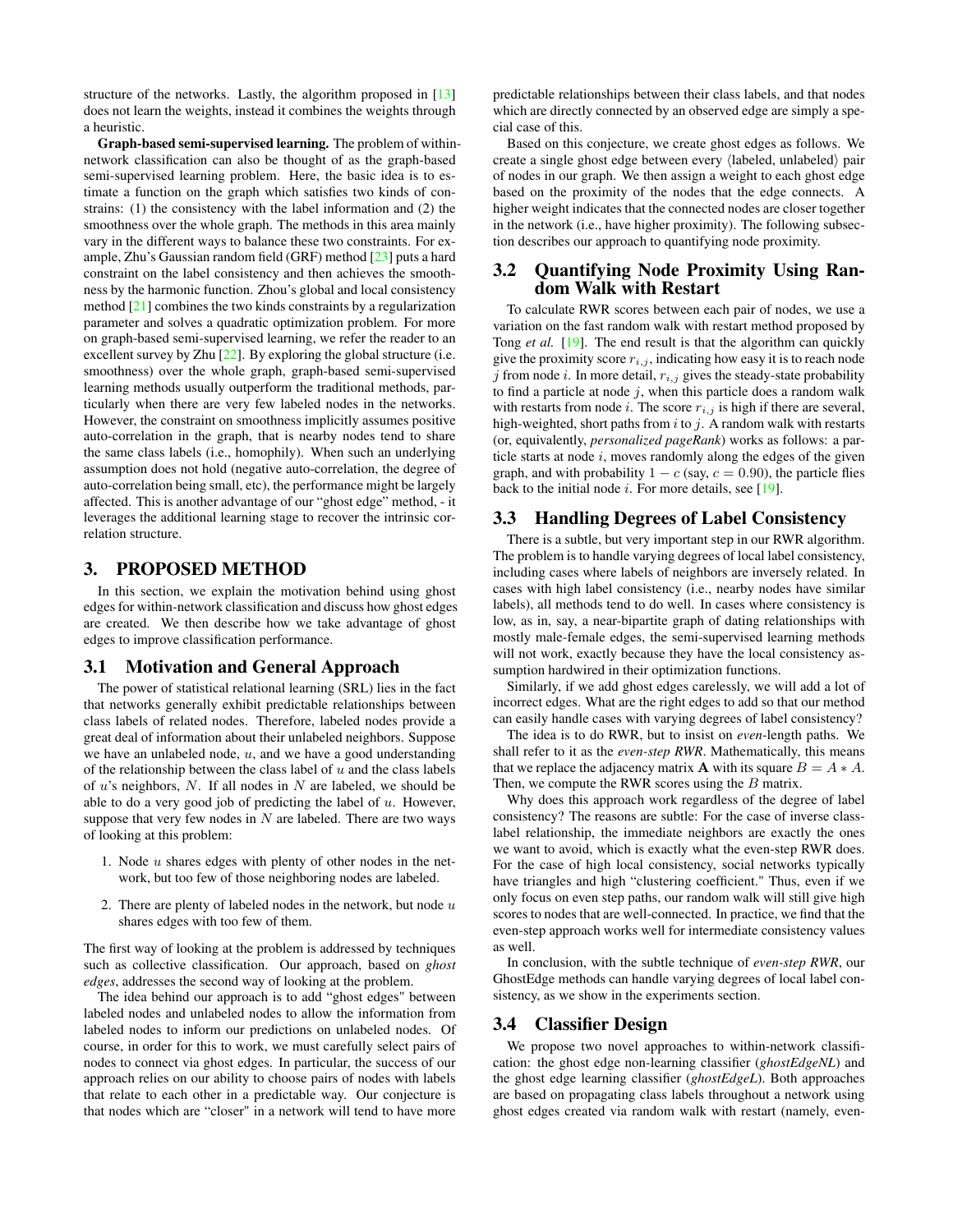structure of the networks. Lastly, the algorithm proposed in [13] does not learn the weights, instead it combines the weights through a heuristic.

**Graph-based semi-supervised learning.** The problem of within-network classification can also be thought of as the graph-based semi-supervised learning problem. Here, the basic idea is to estimate a function on the graph which satisfies two kinds of constrains: (1) the consistency with the label information and (2) the smoothness over the whole graph. The methods in this area mainly vary in the different ways to balance these two constraints. For example, Zhu's Gaussian random field (GRF) method [23] puts a hard constraint on the label consistency and then achieves the smoothness by the harmonic function. Zhou's global and local consistency method [21] combines the two kinds constraints by a regularization parameter and solves a quadratic optimization problem. For more on graph-based semi-supervised learning, we refer the reader to an excellent survey by Zhu [22]. By exploring the global structure (i.e. smoothness) over the whole graph, graph-based semi-supervised learning methods usually outperform the traditional methods, particularly when there are very few labeled nodes in the networks. However, the constraint on smoothness implicitly assumes positive auto-correlation in the graph, that is nearby nodes tend to share the same class labels (i.e., homophily). When such an underlying assumption does not hold (negative auto-correlation, the degree of auto-correlation being small, etc), the performance might be largely affected. This is another advantage of our "ghost edge" method, - it leverages the additional learning stage to recover the intrinsic correlation structure.

# 3. PROPOSED METHOD

In this section, we explain the motivation behind using ghost edges for within-network classification and discuss how ghost edges are created. We then describe how we take advantage of ghost edges to improve classification performance.

## 3.1 Motivation and General Approach

The power of statistical relational learning (SRL) lies in the fact that networks generally exhibit predictable relationships between class labels of related nodes. Therefore, labeled nodes provide a great deal of information about their unlabeled neighbors. Suppose we have an unlabeled node, $u$, and we have a good understanding of the relationship between the class label of $u$ and the class labels of $u$'s neighbors, $N$. If all nodes in $N$ are labeled, we should be able to do a very good job of predicting the label of $u$. However, suppose that very few nodes in $N$ are labeled. There are two ways of looking at this problem:

1. Node $u$ shares edges with plenty of other nodes in the network, but too few of those neighboring nodes are labeled.
2. There are plenty of labeled nodes in the network, but node $u$ shares edges with too few of them.

The first way of looking at the problem is addressed by techniques such as collective classification. Our approach, based on *ghost edges*, addresses the second way of looking at the problem.

The idea behind our approach is to add "ghost edges" between labeled nodes and unlabeled nodes to allow the information from labeled nodes to inform our predictions on unlabeled nodes. Of course, in order for this to work, we must carefully select pairs of nodes to connect via ghost edges. In particular, the success of our approach relies on our ability to choose pairs of nodes with labels that relate to each other in a predictable way. Our conjecture is that nodes which are "closer" in a network will tend to have more predictable relationships between their class labels, and that nodes which are directly connected by an observed edge are simply a special case of this.

Based on this conjecture, we create ghost edges as follows. We create a single ghost edge between every ⟨labeled, unlabeled⟩ pair of nodes in our graph. We then assign a weight to each ghost edge based on the proximity of the nodes that the edge connects. A higher weight indicates that the connected nodes are closer together in the network (i.e., have higher proximity). The following subsection describes our approach to quantifying node proximity.

## 3.2 Quantifying Node Proximity Using Random Walk with Restart

To calculate RWR scores between each pair of nodes, we use a variation on the fast random walk with restart method proposed by Tong *et al.* [19]. The end result is that the algorithm can quickly give the proximity score $r_{i,j}$, indicating how easy it is to reach node $j$ from node $i$. In more detail, $r_{i,j}$ gives the steady-state probability to find a particle at node $j$, when this particle does a random walk with restarts from node $i$. The score $r_{i,j}$ is high if there are several, high-weighted, short paths from $i$ to $j$. A random walk with restarts (or, equivalently, *personalized pageRank*) works as follows: a particle starts at node $i$, moves randomly along the edges of the given graph, and with probability $1 - c$ (say, $c = 0.90$), the particle flies back to the initial node $i$. For more details, see [19].

## 3.3 Handling Degrees of Label Consistency

There is a subtle, but very important step in our RWR algorithm. The problem is to handle varying degrees of local label consistency, including cases where labels of neighbors are inversely related. In cases with high label consistency (i.e., nearby nodes have similar labels), all methods tend to do well. In cases where consistency is low, as in, say, a near-bipartite graph of dating relationships with mostly male-female edges, the semi-supervised learning methods will not work, exactly because they have the local consistency assumption hardwired in their optimization functions.

Similarly, if we add ghost edges carelessly, we will add a lot of incorrect edges. What are the right edges to add so that our method can easily handle cases with varying degrees of label consistency?

The idea is to do RWR, but to insist on *even*-length paths. We shall refer to it as the *even-step RWR*. Mathematically, this means that we replace the adjacency matrix $\mathbf{A}$ with its square $B = A * A$. Then, we compute the RWR scores using the $B$ matrix.

Why does this approach work regardless of the degree of label consistency? The reasons are subtle: For the case of inverse class-label relationship, the immediate neighbors are exactly the ones we want to avoid, which is exactly what the even-step RWR does. For the case of high local consistency, social networks typically have triangles and high "clustering coefficient." Thus, even if we only focus on even step paths, our random walk will still give high scores to nodes that are well-connected. In practice, we find that the even-step approach works well for intermediate consistency values as well.

In conclusion, with the subtle technique of *even-step RWR*, our GhostEdge methods can handle varying degrees of local label consistency, as we show in the experiments section.

## 3.4 Classifier Design

We propose two novel approaches to within-network classification: the ghost edge non-learning classifier (*ghostEdgeNL*) and the ghost edge learning classifier (*ghostEdgeL*). Both approaches are based on propagating class labels throughout a network using ghost edges created via random walk with restart (namely, even-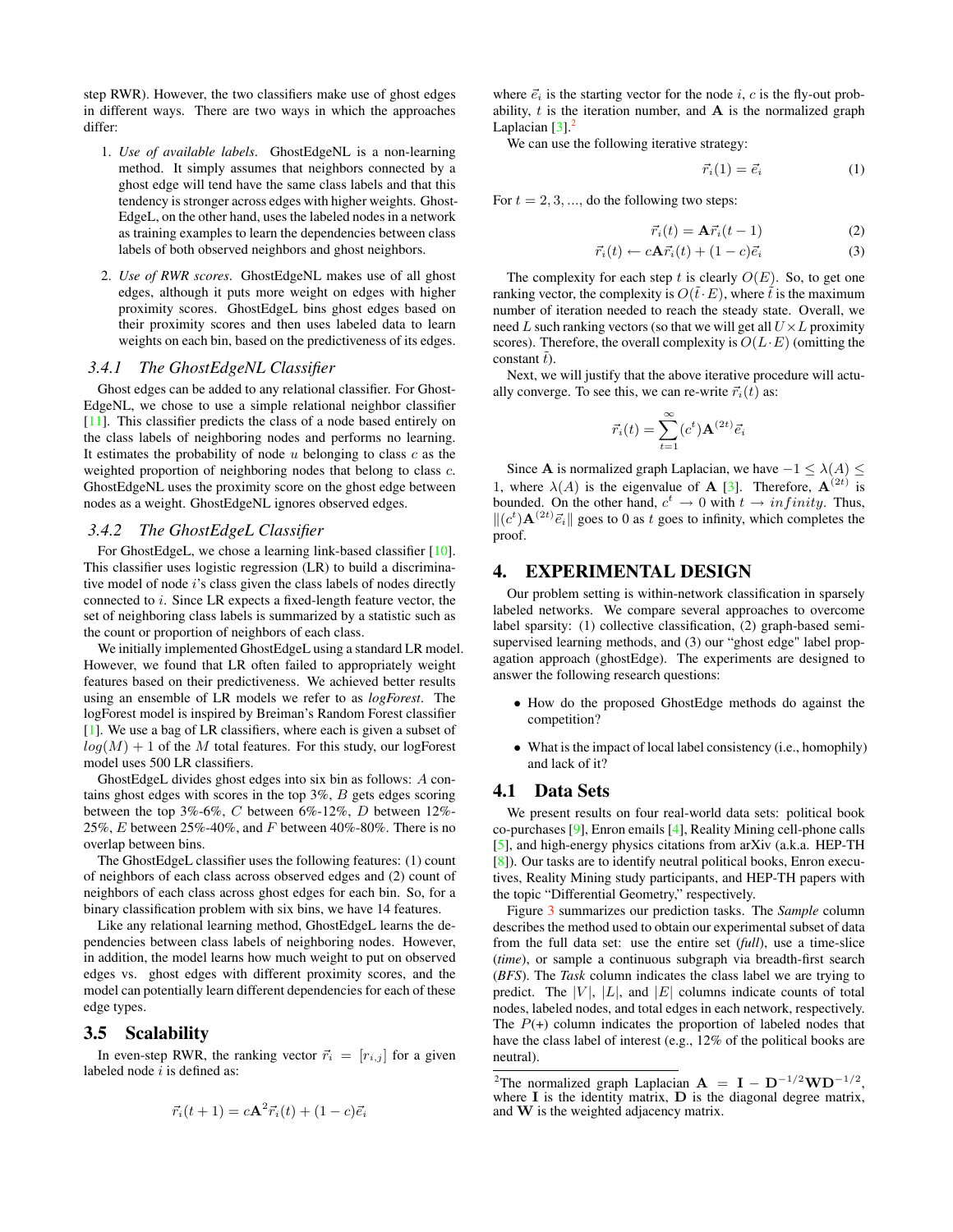step RWR). However, the two classifiers make use of ghost edges in different ways. There are two ways in which the approaches differ:

1. *Use of available labels*. GhostEdgeNL is a non-learning method. It simply assumes that neighbors connected by a ghost edge will tend have the same class labels and that this tendency is stronger across edges with higher weights. GhostEdgeL, on the other hand, uses the labeled nodes in a network as training examples to learn the dependencies between class labels of both observed neighbors and ghost neighbors.
2. *Use of RWR scores*. GhostEdgeNL makes use of all ghost edges, although it puts more weight on edges with higher proximity scores. GhostEdgeL bins ghost edges based on their proximity scores and then uses labeled data to learn weights on each bin, based on the predictiveness of its edges.

### 3.4.1 The GhostEdgeNL Classifier

Ghost edges can be added to any relational classifier. For GhostEdgeNL, we chose to use a simple relational neighbor classifier [11]. This classifier predicts the class of a node based entirely on the class labels of neighboring nodes and performs no learning. It estimates the probability of node $u$ belonging to class $c$ as the weighted proportion of neighboring nodes that belong to class $c$. GhostEdgeNL uses the proximity score on the ghost edge between nodes as a weight. GhostEdgeNL ignores observed edges.

### 3.4.2 The GhostEdgeL Classifier

For GhostEdgeL, we chose a learning link-based classifier [10]. This classifier uses logistic regression (LR) to build a discriminative model of node $i$'s class given the class labels of nodes directly connected to $i$. Since LR expects a fixed-length feature vector, the set of neighboring class labels is summarized by a statistic such as the count or proportion of neighbors of each class.

We initially implemented GhostEdgeL using a standard LR model. However, we found that LR often failed to appropriately weight features based on their predictiveness. We achieved better results using an ensemble of LR models we refer to as *logForest*. The logForest model is inspired by Breiman's Random Forest classifier [1]. We use a bag of LR classifiers, where each is given a subset of $log(M) + 1$ of the $M$ total features. For this study, our logForest model uses 500 LR classifiers.

GhostEdgeL divides ghost edges into six bin as follows: $A$ contains ghost edges with scores in the top 3%, $B$ gets edges scoring between the top 3%-6%, $C$ between 6%-12%, $D$ between 12%-25%, $E$ between 25%-40%, and $F$ between 40%-80%. There is no overlap between bins.

The GhostEdgeL classifier uses the following features: (1) count of neighbors of each class across observed edges and (2) count of neighbors of each class across ghost edges for each bin. So, for a binary classification problem with six bins, we have 14 features.

Like any relational learning method, GhostEdgeL learns the dependencies between class labels of neighboring nodes. However, in addition, the model learns how much weight to put on observed edges vs. ghost edges with different proximity scores, and the model can potentially learn different dependencies for each of these edge types.

## 3.5 Scalability

In even-step RWR, the ranking vector $\vec{r}_i = [r_{i,j}]$ for a given labeled node $i$ is defined as:

$$\vec{r}_i(t+1) = c\mathbf{A}^2\vec{r}_i(t) + (1-c)\vec{e}_i$$

where $\vec{e}_i$ is the starting vector for the node $i$, $c$ is the fly-out probability, $t$ is the iteration number, and $\mathbf{A}$ is the normalized graph Laplacian [3].[2]

We can use the following iterative strategy:

$$\vec{r}_i(1) = \vec{e}_i \tag{1}$$

For $t = 2, 3, ...,$ do the following two steps:

$$\vec{r}_i(t) = \mathbf{A}\vec{r}_i(t-1) \tag{2}$$

$$\vec{r}_i(t) \leftarrow c\mathbf{A}\vec{r}_i(t) + (1-c)\vec{e}_i \tag{3}$$

The complexity for each step $t$ is clearly $O(E)$. So, to get one ranking vector, the complexity is $O(\bar{t} \cdot E)$, where $\bar{t}$ is the maximum number of iteration needed to reach the steady state. Overall, we need $L$ such ranking vectors (so that we will get all $U \times L$ proximity scores). Therefore, the overall complexity is $O(L \cdot E)$ (omitting the constant $\bar{t}$).

Next, we will justify that the above iterative procedure will actually converge. To see this, we can re-write $\vec{r}_i(t)$ as:

$$\vec{r}_i(t) = \sum_{t=1}^{\infty}(c^t)\mathbf{A}^{(2t)}\vec{e}_i$$

Since $\mathbf{A}$ is normalized graph Laplacian, we have $-1 \leq \lambda(A) \leq 1$, where $\lambda(A)$ is the eigenvalue of $\mathbf{A}$ [3]. Therefore, $\mathbf{A}^{(2t)}$ is bounded. On the other hand, $c^t \to 0$ with $t \to infinity$. Thus, $\|(c^t)\mathbf{A}^{(2t)}\vec{e}_i\|$ goes to 0 as $t$ goes to infinity, which completes the proof.

# 4. EXPERIMENTAL DESIGN

Our problem setting is within-network classification in sparsely labeled networks. We compare several approaches to overcome label sparsity: (1) collective classification, (2) graph-based semi-supervised learning methods, and (3) our "ghost edge" label propagation approach (ghostEdge). The experiments are designed to answer the following research questions:

- How do the proposed GhostEdge methods do against the competition?
- What is the impact of local label consistency (i.e., homophily) and lack of it?

## 4.1 Data Sets

We present results on four real-world data sets: political book co-purchases [9], Enron emails [4], Reality Mining cell-phone calls [5], and high-energy physics citations from arXiv (a.k.a. HEP-TH [8]). Our tasks are to identify neutral political books, Enron executives, Reality Mining study participants, and HEP-TH papers with the topic "Differential Geometry," respectively.

Figure 3 summarizes our prediction tasks. The *Sample* column describes the method used to obtain our experimental subset of data from the full data set: use the entire set (*full*), use a time-slice (*time*), or sample a continuous subgraph via breadth-first search (*BFS*). The *Task* column indicates the class label we are trying to predict. The $|V|$, $|L|$, and $|E|$ columns indicate counts of total nodes, labeled nodes, and total edges in each network, respectively. The $P$(+) column indicates the proportion of labeled nodes that have the class label of interest (e.g., 12% of the political books are neutral).

[2]The normalized graph Laplacian $\mathbf{A} = \mathbf{I} - \mathbf{D}^{-1/2}\mathbf{W}\mathbf{D}^{-1/2}$, where $\mathbf{I}$ is the identity matrix, $\mathbf{D}$ is the diagonal degree matrix, and $\mathbf{W}$ is the weighted adjacency matrix.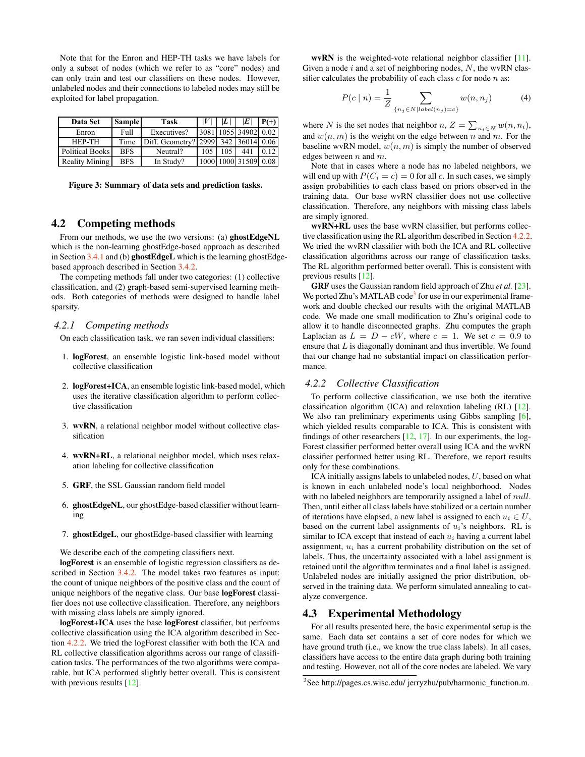Note that for the Enron and HEP-TH tasks we have labels for only a subset of nodes (which we refer to as "core" nodes) and can only train and test our classifiers on these nodes. However, unlabeled nodes and their connections to labeled nodes may still be exploited for label propagation.

| Data Set | Sample | Task | $\lvert V \rvert$ | $\lvert L \rvert$ | $\lvert E \rvert$ | P(+) |
|---|---|---|---|---|---|---|
| Enron | Full | Executives? | 3081 | 1055 | 34902 | 0.02 |
| HEP-TH | Time | Diff. Geometry? | 2999 | 342 | 36014 | 0.06 |
| Political Books | BFS | Neutral? | 105 | 105 | 441 | 0.12 |
| Reality Mining | BFS | In Study? | 1000 | 1000 | 31509 | 0.08 |

**Figure 3: Summary of data sets and prediction tasks.**

## 4.2 Competing methods

From our methods, we use the two versions: (a) **ghostEdgeNL** which is the non-learning ghostEdge-based approach as described in Section 3.4.1 and (b) **ghostEdgeL** which is the learning ghostEdge-based approach described in Section 3.4.2.

The competing methods fall under two categories: (1) collective classification, and (2) graph-based semi-supervised learning methods. Both categories of methods were designed to handle label sparsity.

### 4.2.1 Competing methods

On each classification task, we ran seven individual classifiers:

1. **logForest**, an ensemble logistic link-based model without collective classification
2. **logForest+ICA**, an ensemble logistic link-based model, which uses the iterative classification algorithm to perform collective classification
3. **wvRN**, a relational neighbor model without collective classification
4. **wvRN+RL**, a relational neighbor model, which uses relaxation labeling for collective classification
5. **GRF**, the SSL Gaussian random field model
6. **ghostEdgeNL**, our ghostEdge-based classifier without learning
7. **ghostEdgeL**, our ghostEdge-based classifier with learning

We describe each of the competing classifiers next.

**logForest** is an ensemble of logistic regression classifiers as described in Section 3.4.2. The model takes two features as input: the count of unique neighbors of the positive class and the count of unique neighbors of the negative class. Our base **logForest** classifier does not use collective classification. Therefore, any neighbors with missing class labels are simply ignored.

**logForest+ICA** uses the base **logForest** classifier, but performs collective classification using the ICA algorithm described in Section 4.2.2. We tried the logForest classifier with both the ICA and RL collective classification algorithms across our range of classification tasks. The performances of the two algorithms were comparable, but ICA performed slightly better overall. This is consistent with previous results [12].

**wvRN** is the weighted-vote relational neighbor classifier [11]. Given a node $i$ and a set of neighboring nodes, $N$, the wvRN classifier calculates the probability of each class $c$ for node $n$ as:

$$P(c \mid n) = \frac{1}{Z} \sum_{\{n_j \in N \mid label(n_j) = c\}} w(n, n_j) \tag{4}$$

where $N$ is the set nodes that neighbor $n$, $Z = \sum_{n_i \in N} w(n, n_i)$, and $w(n, m)$ is the weight on the edge between $n$ and $m$. For the baseline wvRN model, $w(n, m)$ is simply the number of observed edges between $n$ and $m$.

Note that in cases where a node has no labeled neighbors, we will end up with $P(C_i = c) = 0$ for all $c$. In such cases, we simply assign probabilities to each class based on priors observed in the training data. Our base wvRN classifier does not use collective classification. Therefore, any neighbors with missing class labels are simply ignored.

**wvRN+RL** uses the base wvRN classifier, but performs collective classification using the RL algorithm described in Section 4.2.2. We tried the wvRN classifier with both the ICA and RL collective classification algorithms across our range of classification tasks. The RL algorithm performed better overall. This is consistent with previous results [12].

**GRF** uses the Gaussian random field approach of Zhu *et al.* [23]. We ported Zhu's MATLAB code[3] for use in our experimental framework and double checked our results with the original MATLAB code. We made one small modification to Zhu's original code to allow it to handle disconnected graphs. Zhu computes the graph Laplacian as $L = D - cW$, where $c = 1$. We set $c = 0.9$ to ensure that $L$ is diagonally dominant and thus invertible. We found that our change had no substantial impact on classification performance.

### 4.2.2 Collective Classification

To perform collective classification, we use both the iterative classification algorithm (ICA) and relaxation labeling (RL) [12]. We also ran preliminary experiments using Gibbs sampling [6], which yielded results comparable to ICA. This is consistent with findings of other researchers [12, 17]. In our experiments, the logForest classifier performed better overall using ICA and the wvRN classifier performed better using RL. Therefore, we report results only for these combinations.

ICA initially assigns labels to unlabeled nodes, $U$, based on what is known in each unlabeled node's local neighborhood. Nodes with no labeled neighbors are temporarily assigned a label of $null$. Then, until either all class labels have stabilized or a certain number of iterations have elapsed, a new label is assigned to each $u_i \in U$, based on the current label assignments of $u_i$'s neighbors. RL is similar to ICA except that instead of each $u_i$ having a current label assignment, $u_i$ has a current probability distribution on the set of labels. Thus, the uncertainty associated with a label assignment is retained until the algorithm terminates and a final label is assigned. Unlabeled nodes are initially assigned the prior distribution, observed in the training data. We perform simulated annealing to catalyze convergence.

## 4.3 Experimental Methodology

For all results presented here, the basic experimental setup is the same. Each data set contains a set of core nodes for which we have ground truth (i.e., we know the true class labels). In all cases, classifiers have access to the entire data graph during both training and testing. However, not all of the core nodes are labeled. We vary

[3] See http://pages.cs.wisc.edu/ jerryzhu/pub/harmonic_function.m.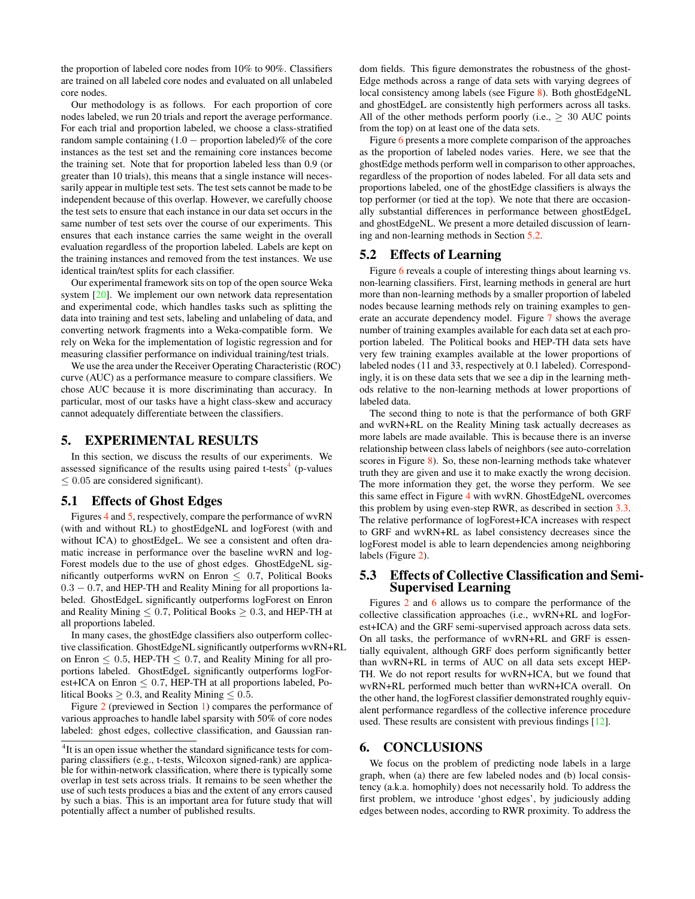the proportion of labeled core nodes from 10% to 90%. Classifiers are trained on all labeled core nodes and evaluated on all unlabeled core nodes.

Our methodology is as follows. For each proportion of core nodes labeled, we run 20 trials and report the average performance. For each trial and proportion labeled, we choose a class-stratified random sample containing $(1.0 -$ proportion labeled$)$% of the core instances as the test set and the remaining core instances become the training set. Note that for proportion labeled less than 0.9 (or greater than 10 trials), this means that a single instance will necessarily appear in multiple test sets. The test sets cannot be made to be independent because of this overlap. However, we carefully choose the test sets to ensure that each instance in our data set occurs in the same number of test sets over the course of our experiments. This ensures that each instance carries the same weight in the overall evaluation regardless of the proportion labeled. Labels are kept on the training instances and removed from the test instances. We use identical train/test splits for each classifier.

Our experimental framework sits on top of the open source Weka system [20]. We implement our own network data representation and experimental code, which handles tasks such as splitting the data into training and test sets, labeling and unlabeling of data, and converting network fragments into a Weka-compatible form. We rely on Weka for the implementation of logistic regression and for measuring classifier performance on individual training/test trials.

We use the area under the Receiver Operating Characteristic (ROC) curve (AUC) as a performance measure to compare classifiers. We chose AUC because it is more discriminating than accuracy. In particular, most of our tasks have a hight class-skew and accuracy cannot adequately differentiate between the classifiers.

# 5. EXPERIMENTAL RESULTS

In this section, we discuss the results of our experiments. We assessed significance of the results using paired t-tests[4] (p-values $\leq 0.05$ are considered significant).

## 5.1 Effects of Ghost Edges

Figures 4 and 5, respectively, compare the performance of wvRN (with and without RL) to ghostEdgeNL and logForest (with and without ICA) to ghostEdgeL. We see a consistent and often dramatic increase in performance over the baseline wvRN and logForest models due to the use of ghost edges. GhostEdgeNL significantly outperforms wvRN on Enron $\leq 0.7$, Political Books $0.3 - 0.7$, and HEP-TH and Reality Mining for all proportions labeled. GhostEdgeL significantly outperforms logForest on Enron and Reality Mining $\leq 0.7$, Political Books $\geq 0.3$, and HEP-TH at all proportions labeled.

In many cases, the ghostEdge classifiers also outperform collective classification. GhostEdgeNL significantly outperforms wvRN+RL on Enron $\leq 0.5$, HEP-TH $\leq 0.7$, and Reality Mining for all proportions labeled. GhostEdgeL significantly outperforms logForest+ICA on Enron $\leq 0.7$, HEP-TH at all proportions labeled, Political Books $\geq 0.3$, and Reality Mining $\leq 0.5$.

Figure 2 (previewed in Section 1) compares the performance of various approaches to handle label sparsity with 50% of core nodes labeled: ghost edges, collective classification, and Gaussian random fields. This figure demonstrates the robustness of the ghostEdge methods across a range of data sets with varying degrees of local consistency among labels (see Figure 8). Both ghostEdgeNL and ghostEdgeL are consistently high performers across all tasks. All of the other methods perform poorly (i.e., $\geq$ 30 AUC points from the top) on at least one of the data sets.

Figure 6 presents a more complete comparison of the approaches as the proportion of labeled nodes varies. Here, we see that the ghostEdge methods perform well in comparison to other approaches, regardless of the proportion of nodes labeled. For all data sets and proportions labeled, one of the ghostEdge classifiers is always the top performer (or tied at the top). We note that there are occasionally substantial differences in performance between ghostEdgeL and ghostEdgeNL. We present a more detailed discussion of learning and non-learning methods in Section 5.2.

## 5.2 Effects of Learning

Figure 6 reveals a couple of interesting things about learning vs. non-learning classifiers. First, learning methods in general are hurt more than non-learning methods by a smaller proportion of labeled nodes because learning methods rely on training examples to generate an accurate dependency model. Figure 7 shows the average number of training examples available for each data set at each proportion labeled. The Political books and HEP-TH data sets have very few training examples available at the lower proportions of labeled nodes (11 and 33, respectively at 0.1 labeled). Correspondingly, it is on these data sets that we see a dip in the learning methods relative to the non-learning methods at lower proportions of labeled data.

The second thing to note is that the performance of both GRF and wvRN+RL on the Reality Mining task actually decreases as more labels are made available. This is because there is an inverse relationship between class labels of neighbors (see auto-correlation scores in Figure 8). So, these non-learning methods take whatever truth they are given and use it to make exactly the wrong decision. The more information they get, the worse they perform. We see this same effect in Figure 4 with wvRN. GhostEdgeNL overcomes this problem by using even-step RWR, as described in section 3.3. The relative performance of logForest+ICA increases with respect to GRF and wvRN+RL as label consistency decreases since the logForest model is able to learn dependencies among neighboring labels (Figure 2).

## 5.3 Effects of Collective Classification and Semi-Supervised Learning

Figures 2 and 6 allows us to compare the performance of the collective classification approaches (i.e., wvRN+RL and logForest+ICA) and the GRF semi-supervised approach across data sets. On all tasks, the performance of wvRN+RL and GRF is essentially equivalent, although GRF does perform significantly better than wvRN+RL in terms of AUC on all data sets except HEP-TH. We do not report results for wvRN+ICA, but we found that wvRN+RL performed much better than wvRN+ICA overall. On the other hand, the logForest classifier demonstrated roughly equivalent performance regardless of the collective inference procedure used. These results are consistent with previous findings [12].

# 6. CONCLUSIONS

We focus on the problem of predicting node labels in a large graph, when (a) there are few labeled nodes and (b) local consistency (a.k.a. homophily) does not necessarily hold. To address the first problem, we introduce 'ghost edges', by judiciously adding edges between nodes, according to RWR proximity. To address the

[4] It is an open issue whether the standard significance tests for comparing classifiers (e.g., t-tests, Wilcoxon signed-rank) are applicable for within-network classification, where there is typically some overlap in test sets across trials. It remains to be seen whether the use of such tests produces a bias and the extent of any errors caused by such a bias. This is an important area for future study that will potentially affect a number of published results.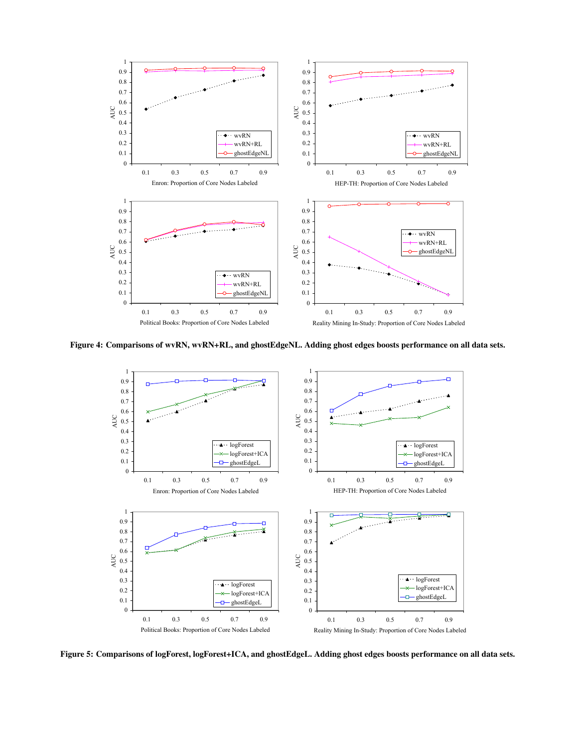**Figure 4: Comparisons of wvRN, wvRN+RL, and ghostEdgeNL. Adding ghost edges boosts performance on all data sets.**

**Figure 5: Comparisons of logForest, logForest+ICA, and ghostEdgeL. Adding ghost edges boosts performance on all data sets.**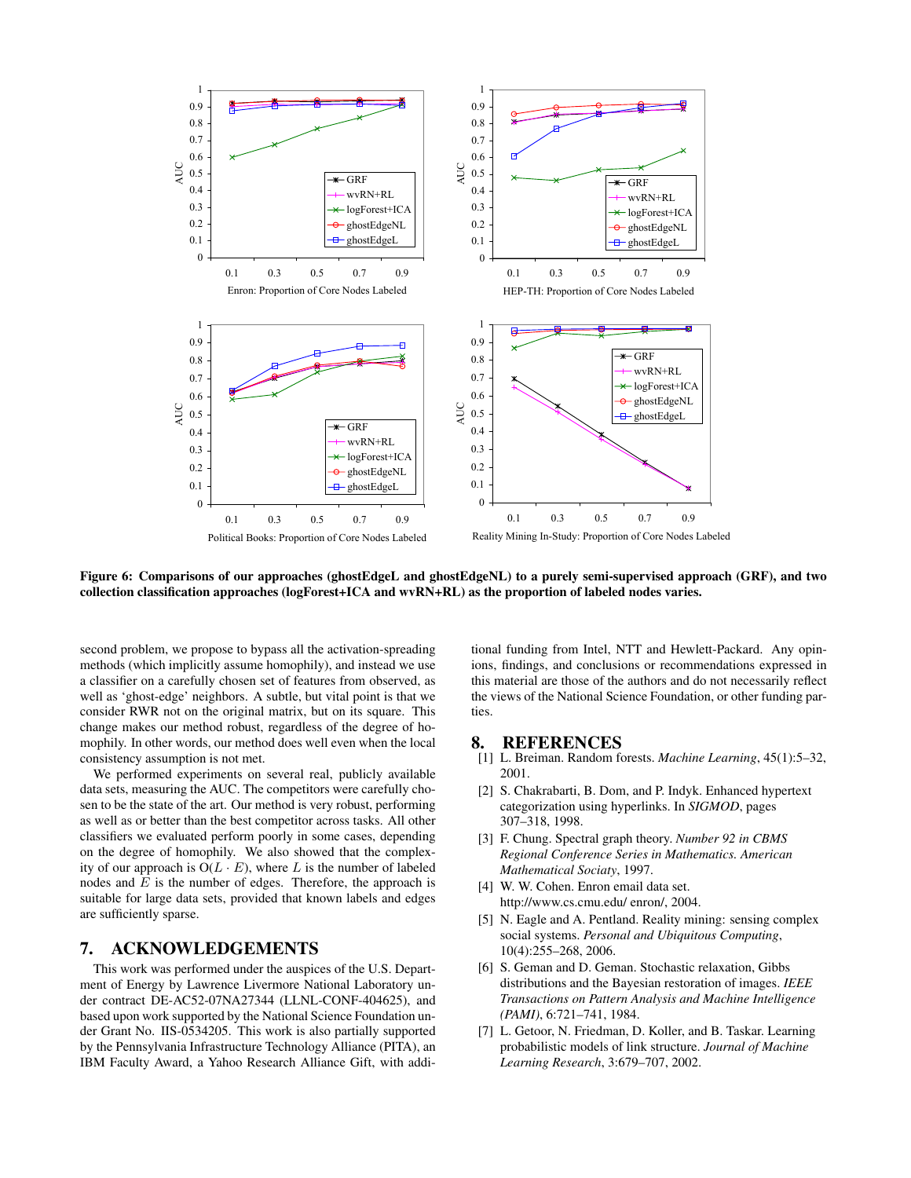1
0.9
0.8
0.7
0.6
0.5
0.4
0.3
0.2
0.1
0
AUC
0.1 0.3 0.5 0.7 0.9
Enron: Proportion of Core Nodes Labeled
GRF
wvRN+RL
logForest+ICA
ghostEdgeNL
ghostEdgeL

1
0.9
0.8
0.7
0.6
0.5
0.4
0.3
0.2
0.1
0
AUC
0.1 0.3 0.5 0.7 0.9
HEP-TH: Proportion of Core Nodes Labeled
GRF
wvRN+RL
logForest+ICA
ghostEdgeNL
ghostEdgeL

1
0.9
0.8
0.7
0.6
0.5
0.4
0.3
0.2
0.1
0
AUC
0.1 0.3 0.5 0.7 0.9
Political Books: Proportion of Core Nodes Labeled
GRF
wvRN+RL
logForest+ICA
ghostEdgeNL
ghostEdgeL

1
0.9
0.8
0.7
0.6
0.5
0.4
0.3
0.2
0.1
0
AUC
0.1 0.3 0.5 0.7 0.9
Reality Mining In-Study: Proportion of Core Nodes Labeled
GRF
wvRN+RL
logForest+ICA
ghostEdgeNL
ghostEdgeL

**Figure 6: Comparisons of our approaches (ghostEdgeL and ghostEdgeNL) to a purely semi-supervised approach (GRF), and two collection classification approaches (logForest+ICA and wvRN+RL) as the proportion of labeled nodes varies.**

second problem, we propose to bypass all the activation-spreading methods (which implicitly assume homophily), and instead we use a classifier on a carefully chosen set of features from observed, as well as 'ghost-edge' neighbors. A subtle, but vital point is that we consider RWR not on the original matrix, but on its square. This change makes our method robust, regardless of the degree of homophily. In other words, our method does well even when the local consistency assumption is not met.

We performed experiments on several real, publicly available data sets, measuring the AUC. The competitors were carefully chosen to be the state of the art. Our method is very robust, performing as well as or better than the best competitor across tasks. All other classifiers we evaluated perform poorly in some cases, depending on the degree of homophily. We also showed that the complexity of our approach is $O(L \cdot E)$, where $L$ is the number of labeled nodes and $E$ is the number of edges. Therefore, the approach is suitable for large data sets, provided that known labels and edges are sufficiently sparse.

## 7. ACKNOWLEDGEMENTS

This work was performed under the auspices of the U.S. Department of Energy by Lawrence Livermore National Laboratory under contract DE-AC52-07NA27344 (LLNL-CONF-404625), and based upon work supported by the National Science Foundation under Grant No. IIS-0534205. This work is also partially supported by the Pennsylvania Infrastructure Technology Alliance (PITA), an IBM Faculty Award, a Yahoo Research Alliance Gift, with additional funding from Intel, NTT and Hewlett-Packard. Any opinions, findings, and conclusions or recommendations expressed in this material are those of the authors and do not necessarily reflect the views of the National Science Foundation, or other funding parties.

## 8. REFERENCES

[1] L. Breiman. Random forests. *Machine Learning*, 45(1):5–32, 2001.

[2] S. Chakrabarti, B. Dom, and P. Indyk. Enhanced hypertext categorization using hyperlinks. In *SIGMOD*, pages 307–318, 1998.

[3] F. Chung. Spectral graph theory. *Number 92 in CBMS Regional Conference Series in Mathematics. American Mathematical Sociaty*, 1997.

[4] W. W. Cohen. Enron email data set. http://www.cs.cmu.edu/ enron/, 2004.

[5] N. Eagle and A. Pentland. Reality mining: sensing complex social systems. *Personal and Ubiquitous Computing*, 10(4):255–268, 2006.

[6] S. Geman and D. Geman. Stochastic relaxation, Gibbs distributions and the Bayesian restoration of images. *IEEE Transactions on Pattern Analysis and Machine Intelligence (PAMI)*, 6:721–741, 1984.

[7] L. Getoor, N. Friedman, D. Koller, and B. Taskar. Learning probabilistic models of link structure. *Journal of Machine Learning Research*, 3:679–707, 2002.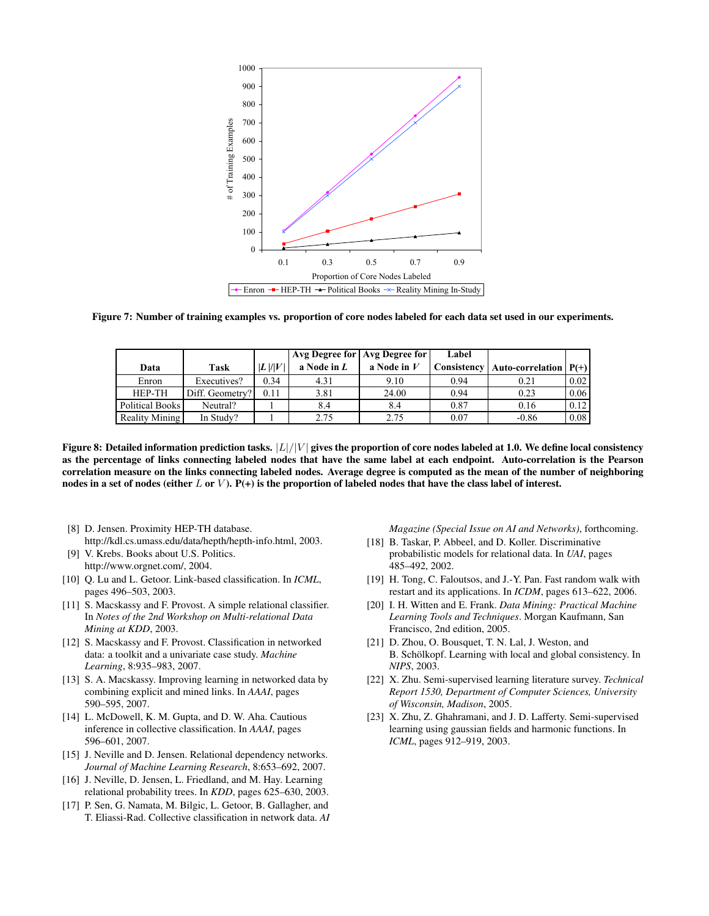1000
900
800
700
600
500
400
300
200
100
0

# of Training Examples

0.1 0.3 0.5 0.7 0.9

Proportion of Core Nodes Labeled

Enron — HEP-TH — Political Books — Reality Mining In-Study

**Figure 7: Number of training examples vs. proportion of core nodes labeled for each data set used in our experiments.**

| Data | Task | $\|L\|/\|V\|$ | Avg Degree for a Node in $L$ | Avg Degree for a Node in $V$ | Label Consistency | Auto-correlation | P(+) |
|---|---|---|---|---|---|---|---|
| Enron | Executives? | 0.34 | 4.31 | 9.10 | 0.94 | 0.21 | 0.02 |
| HEP-TH | Diff. Geometry? | 0.11 | 3.81 | 24.00 | 0.94 | 0.23 | 0.06 |
| Political Books | Neutral? | 1 | 8.4 | 8.4 | 0.87 | 0.16 | 0.12 |
| Reality Mining | In Study? | 1 | 2.75 | 2.75 | 0.07 | -0.86 | 0.08 |

**Figure 8: Detailed information prediction tasks. $|L|/|V|$ gives the proportion of core nodes labeled at 1.0. We define local consistency as the percentage of links connecting labeled nodes that have the same label at each endpoint. Auto-correlation is the Pearson correlation measure on the links connecting labeled nodes. Average degree is computed as the mean of the number of neighboring nodes in a set of nodes (either $L$ or $V$). P(+) is the proportion of labeled nodes that have the class label of interest.**

[8] D. Jensen. Proximity HEP-TH database. http://kdl.cs.umass.edu/data/hepth/hepth-info.html, 2003.

[9] V. Krebs. Books about U.S. Politics. http://www.orgnet.com/, 2004.

[10] Q. Lu and L. Getoor. Link-based classification. In *ICML*, pages 496–503, 2003.

[11] S. Macskassy and F. Provost. A simple relational classifier. In *Notes of the 2nd Workshop on Multi-relational Data Mining at KDD*, 2003.

[12] S. Macskassy and F. Provost. Classification in networked data: a toolkit and a univariate case study. *Machine Learning*, 8:935–983, 2007.

[13] S. A. Macskassy. Improving learning in networked data by combining explicit and mined links. In *AAAI*, pages 590–595, 2007.

[14] L. McDowell, K. M. Gupta, and D. W. Aha. Cautious inference in collective classification. In *AAAI*, pages 596–601, 2007.

[15] J. Neville and D. Jensen. Relational dependency networks. *Journal of Machine Learning Research*, 8:653–692, 2007.

[16] J. Neville, D. Jensen, L. Friedland, and M. Hay. Learning relational probability trees. In *KDD*, pages 625–630, 2003.

[17] P. Sen, G. Namata, M. Bilgic, L. Getoor, B. Gallagher, and T. Eliassi-Rad. Collective classification in network data. *AI Magazine (Special Issue on AI and Networks)*, forthcoming.

[18] B. Taskar, P. Abbeel, and D. Koller. Discriminative probabilistic models for relational data. In *UAI*, pages 485–492, 2002.

[19] H. Tong, C. Faloutsos, and J.-Y. Pan. Fast random walk with restart and its applications. In *ICDM*, pages 613–622, 2006.

[20] I. H. Witten and E. Frank. *Data Mining: Practical Machine Learning Tools and Techniques*. Morgan Kaufmann, San Francisco, 2nd edition, 2005.

[21] D. Zhou, O. Bousquet, T. N. Lal, J. Weston, and B. Schölkopf. Learning with local and global consistency. In *NIPS*, 2003.

[22] X. Zhu. Semi-supervised learning literature survey. *Technical Report 1530, Department of Computer Sciences, University of Wisconsin, Madison*, 2005.

[23] X. Zhu, Z. Ghahramani, and J. D. Lafferty. Semi-supervised learning using gaussian fields and harmonic functions. In *ICML*, pages 912–919, 2003.